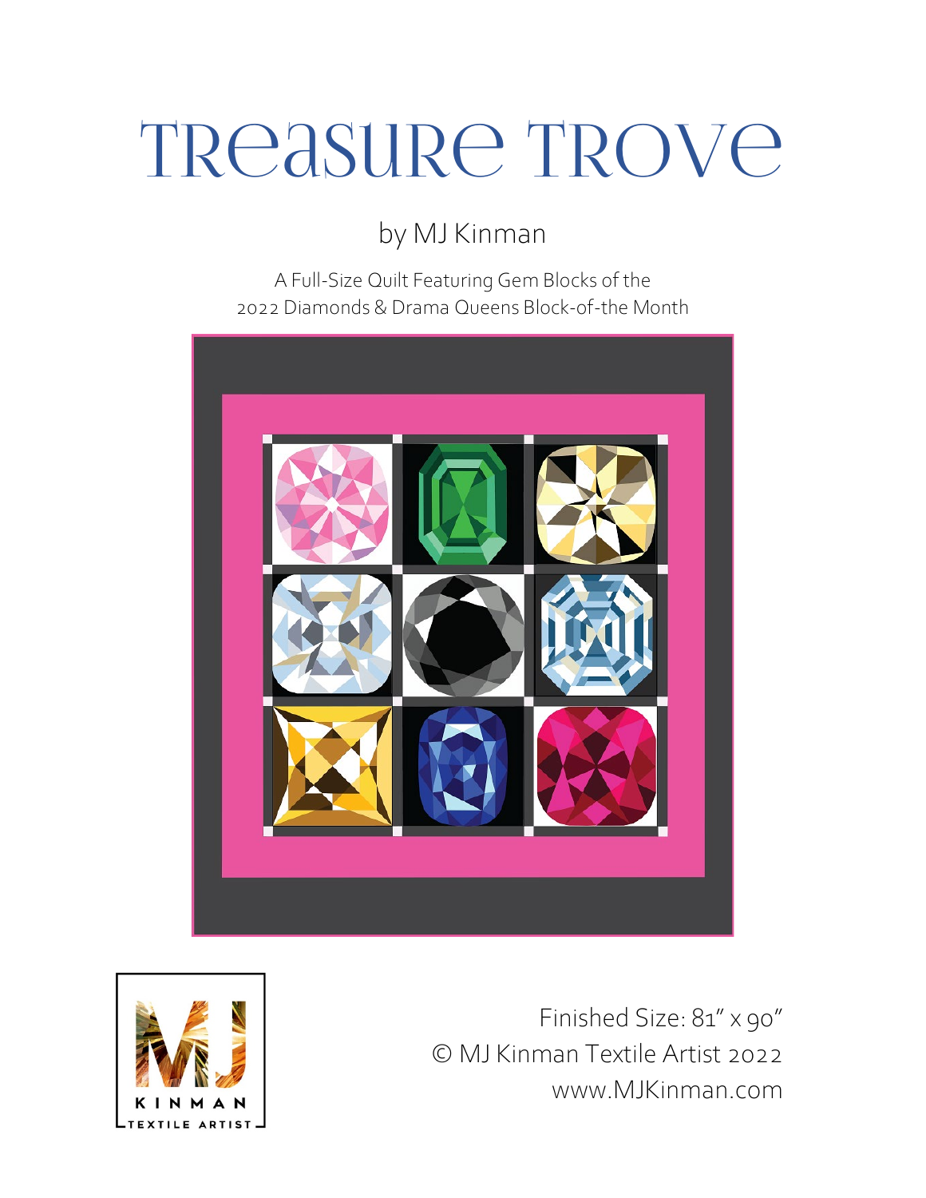# Treasure Trove

by MJ Kinman

A Full-Size Quilt Featuring Gem Blocks of the
2022 Diamonds & Drama Queens Block-of-the Month

KINMAN
TEXTILE ARTIST

Finished Size: 81" x 90"
© MJ Kinman Textile Artist 2022
www.MJKinman.com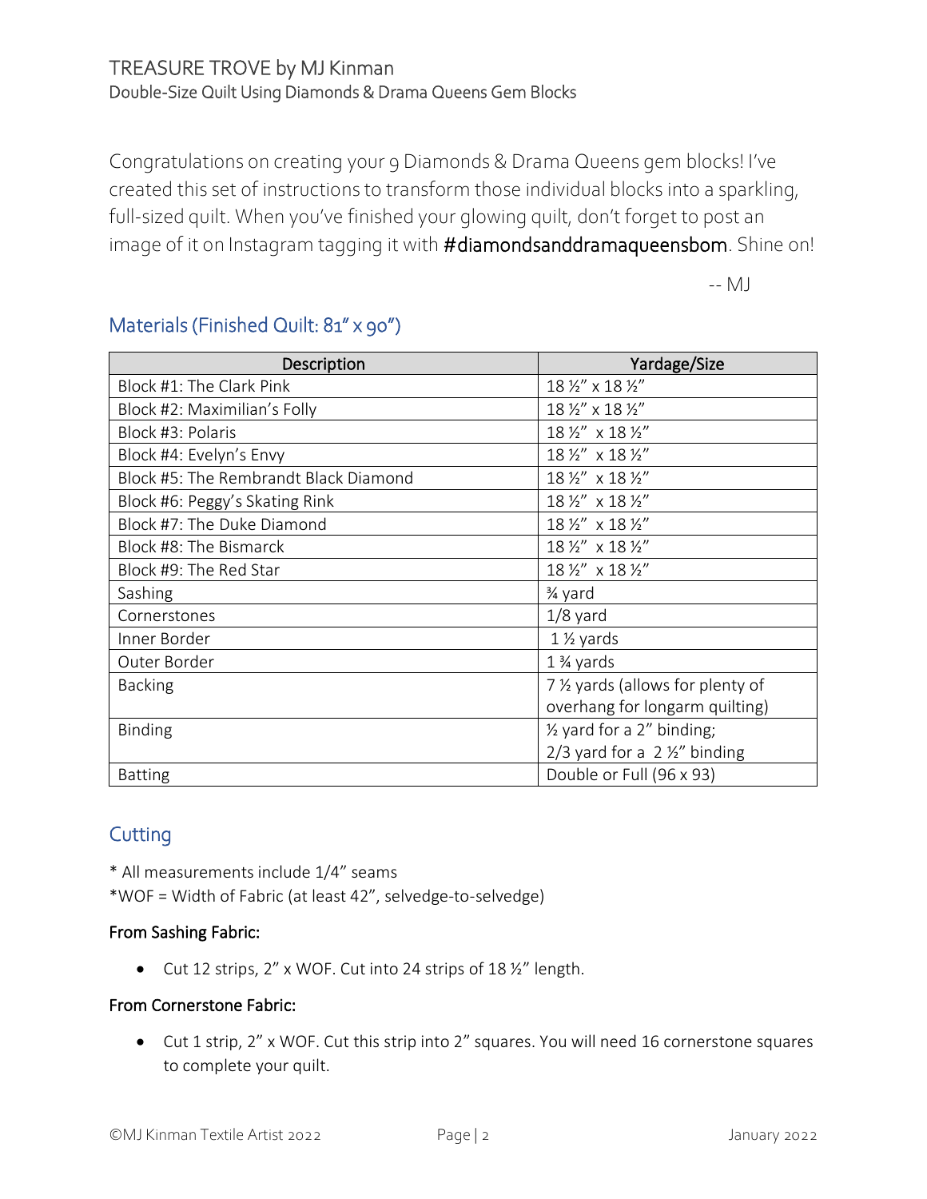# TREASURE TROVE by MJ Kinman

Double-Size Quilt Using Diamonds & Drama Queens Gem Blocks

Congratulations on creating your 9 Diamonds & Drama Queens gem blocks! I've created this set of instructions to transform those individual blocks into a sparkling, full-sized quilt. When you've finished your glowing quilt, don't forget to post an image of it on Instagram tagging it with **#diamondsanddramaqueensbom**. Shine on!

-- MJ

## Materials (Finished Quilt: 81" x 90")

| Description | Yardage/Size |
|---|---|
| Block #1: The Clark Pink | 18 ½" x 18 ½" |
| Block #2: Maximilian's Folly | 18 ½" x 18 ½" |
| Block #3: Polaris | 18 ½" x 18 ½" |
| Block #4: Evelyn's Envy | 18 ½" x 18 ½" |
| Block #5: The Rembrandt Black Diamond | 18 ½" x 18 ½" |
| Block #6: Peggy's Skating Rink | 18 ½" x 18 ½" |
| Block #7: The Duke Diamond | 18 ½" x 18 ½" |
| Block #8: The Bismarck | 18 ½" x 18 ½" |
| Block #9: The Red Star | 18 ½" x 18 ½" |
| Sashing | ¾ yard |
| Cornerstones | 1/8 yard |
| Inner Border | 1 ½ yards |
| Outer Border | 1 ¾ yards |
| Backing | 7 ½ yards (allows for plenty of overhang for longarm quilting) |
| Binding | ½ yard for a 2" binding; 2/3 yard for a 2 ½" binding |
| Batting | Double or Full (96 x 93) |

## Cutting

* All measurements include 1/4" seams
*WOF = Width of Fabric (at least 42", selvedge-to-selvedge)

**From Sashing Fabric:**

- Cut 12 strips, 2" x WOF. Cut into 24 strips of 18 ½" length.

**From Cornerstone Fabric:**

- Cut 1 strip, 2" x WOF. Cut this strip into 2" squares. You will need 16 cornerstone squares to complete your quilt.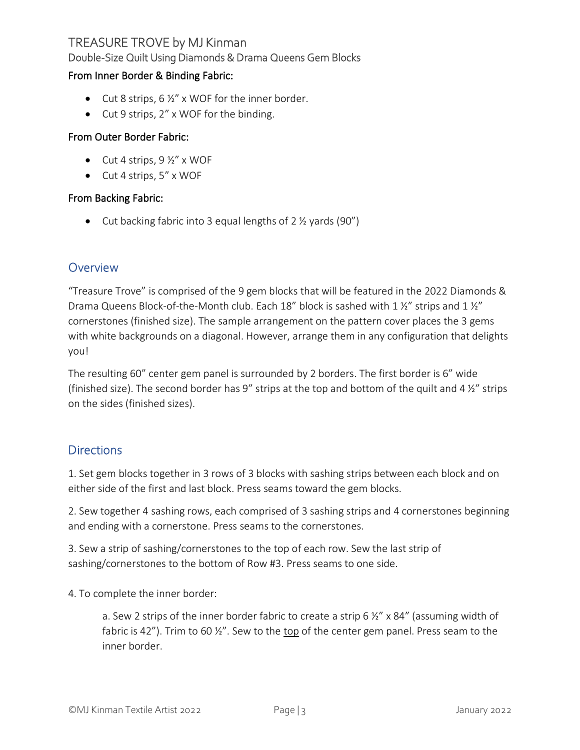#### From Inner Border & Binding Fabric:

- Cut 8 strips, 6 ½" x WOF for the inner border.
- Cut 9 strips, 2" x WOF for the binding.

#### From Outer Border Fabric:

- Cut 4 strips, 9 ½" x WOF
- Cut 4 strips, 5" x WOF

#### From Backing Fabric:

- Cut backing fabric into 3 equal lengths of 2 ½ yards (90")

## Overview

"Treasure Trove" is comprised of the 9 gem blocks that will be featured in the 2022 Diamonds & Drama Queens Block-of-the-Month club. Each 18" block is sashed with 1 ½" strips and 1 ½" cornerstones (finished size). The sample arrangement on the pattern cover places the 3 gems with white backgrounds on a diagonal. However, arrange them in any configuration that delights you!

The resulting 60" center gem panel is surrounded by 2 borders. The first border is 6" wide (finished size). The second border has 9" strips at the top and bottom of the quilt and 4 ½" strips on the sides (finished sizes).

## Directions

1. Set gem blocks together in 3 rows of 3 blocks with sashing strips between each block and on either side of the first and last block. Press seams toward the gem blocks.

2. Sew together 4 sashing rows, each comprised of 3 sashing strips and 4 cornerstones beginning and ending with a cornerstone. Press seams to the cornerstones.

3. Sew a strip of sashing/cornerstones to the top of each row. Sew the last strip of sashing/cornerstones to the bottom of Row #3. Press seams to one side.

4. To complete the inner border:

    a. Sew 2 strips of the inner border fabric to create a strip 6 ½" x 84" (assuming width of fabric is 42"). Trim to 60 ½". Sew to the <u>top</u> of the center gem panel. Press seam to the inner border.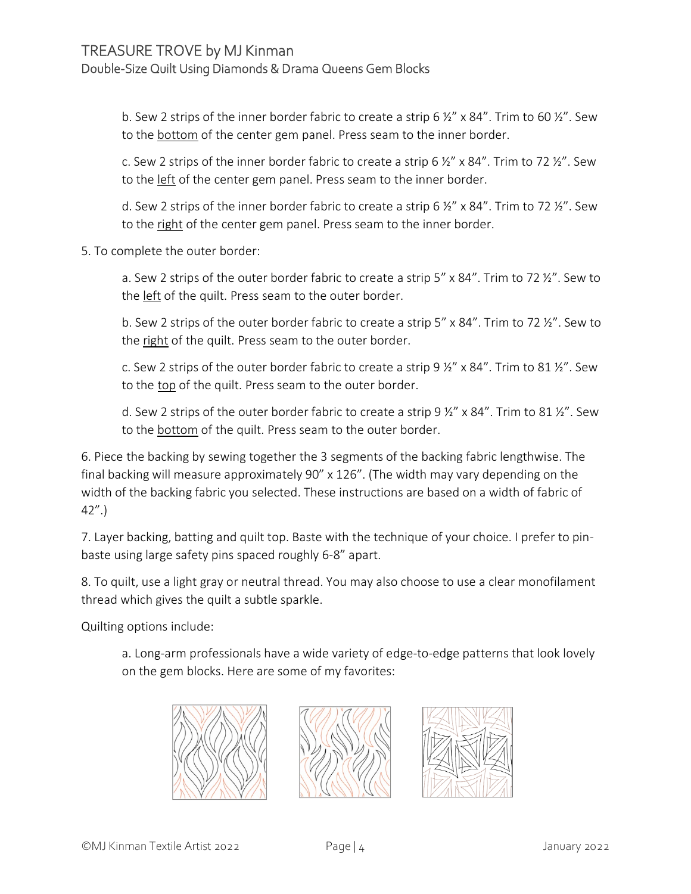b. Sew 2 strips of the inner border fabric to create a strip 6 ½" x 84". Trim to 60 ½". Sew to the bottom of the center gem panel. Press seam to the inner border.

c. Sew 2 strips of the inner border fabric to create a strip 6 ½" x 84". Trim to 72 ½". Sew to the left of the center gem panel. Press seam to the inner border.

d. Sew 2 strips of the inner border fabric to create a strip 6 ½" x 84". Trim to 72 ½". Sew to the right of the center gem panel. Press seam to the inner border.

5. To complete the outer border:

a. Sew 2 strips of the outer border fabric to create a strip 5" x 84". Trim to 72 ½". Sew to the left of the quilt. Press seam to the outer border.

b. Sew 2 strips of the outer border fabric to create a strip 5" x 84". Trim to 72 ½". Sew to the right of the quilt. Press seam to the outer border.

c. Sew 2 strips of the outer border fabric to create a strip 9 ½" x 84". Trim to 81 ½". Sew to the top of the quilt. Press seam to the outer border.

d. Sew 2 strips of the outer border fabric to create a strip 9 ½" x 84". Trim to 81 ½". Sew to the bottom of the quilt. Press seam to the outer border.

6. Piece the backing by sewing together the 3 segments of the backing fabric lengthwise. The final backing will measure approximately 90" x 126". (The width may vary depending on the width of the backing fabric you selected. These instructions are based on a width of fabric of 42".)

7. Layer backing, batting and quilt top. Baste with the technique of your choice. I prefer to pin-baste using large safety pins spaced roughly 6-8" apart.

8. To quilt, use a light gray or neutral thread. You may also choose to use a clear monofilament thread which gives the quilt a subtle sparkle.

Quilting options include:

a. Long-arm professionals have a wide variety of edge-to-edge patterns that look lovely on the gem blocks. Here are some of my favorites: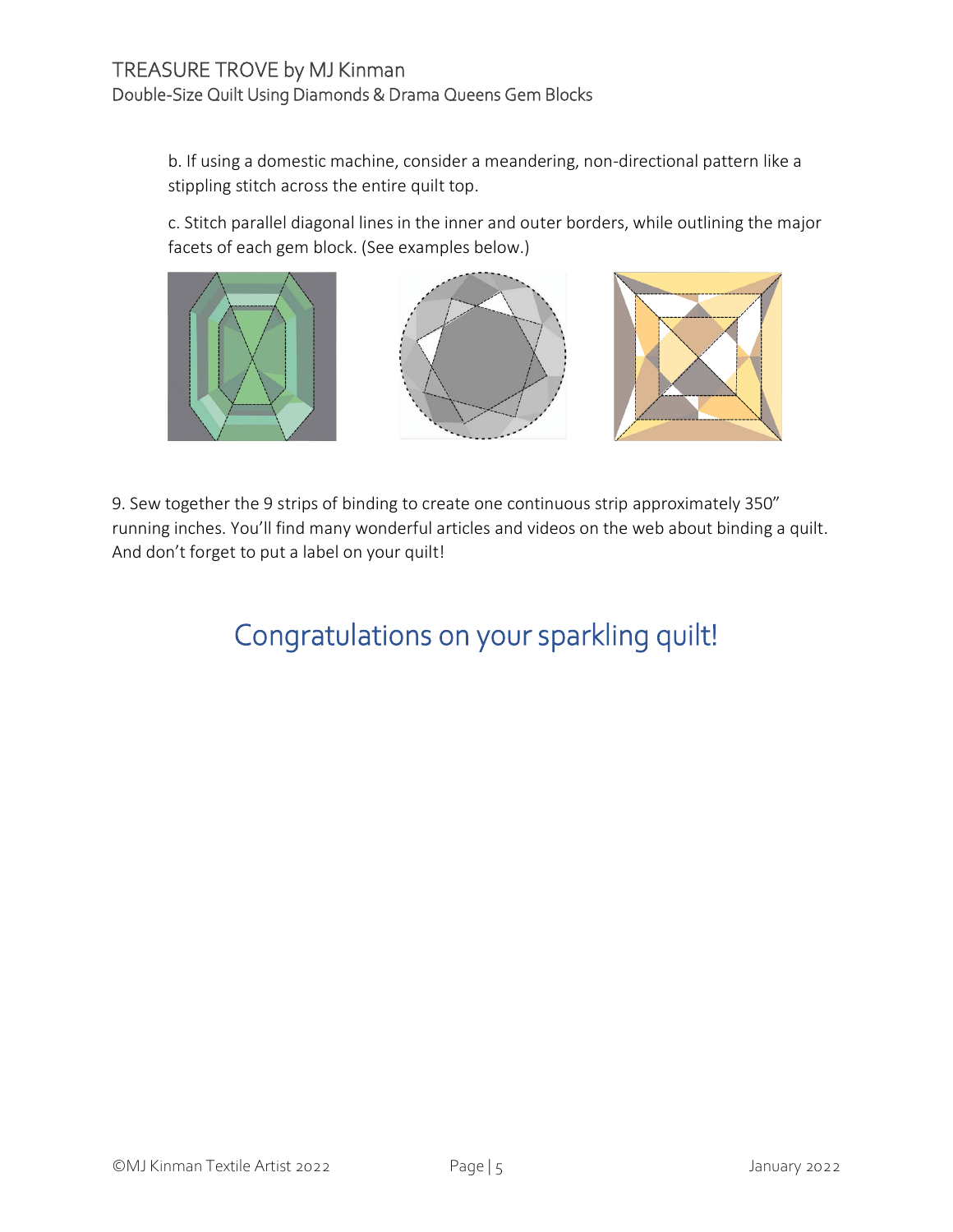b. If using a domestic machine, consider a meandering, non-directional pattern like a stippling stitch across the entire quilt top.

c. Stitch parallel diagonal lines in the inner and outer borders, while outlining the major facets of each gem block. (See examples below.)

9. Sew together the 9 strips of binding to create one continuous strip approximately 350" running inches. You'll find many wonderful articles and videos on the web about binding a quilt. And don't forget to put a label on your quilt!

## Congratulations on your sparkling quilt!